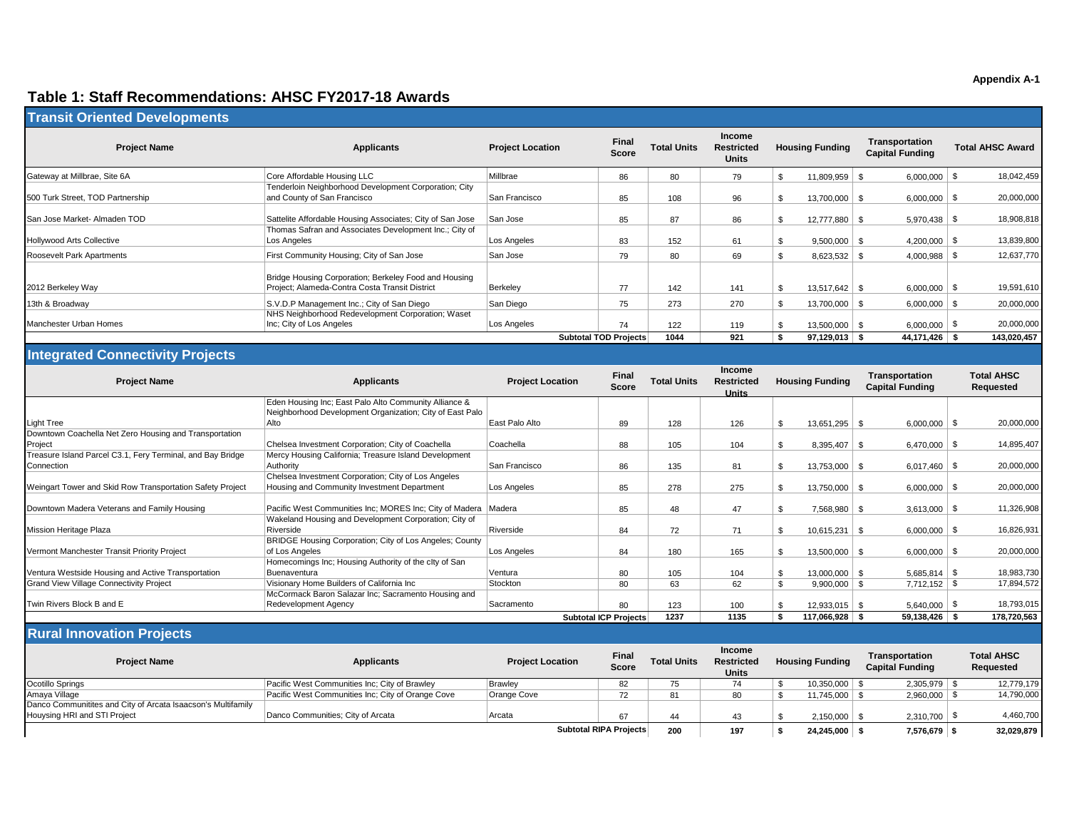Appendix A-1

# Table 1: Staff Recommendations: AHSC FY2017-18 Awards

## Transit Oriented Developments

| Project Name | Applicants | Project Location | Final Score | Total Units | Income Restricted Units | Housing Funding | Transportation Capital Funding | Total AHSC Award |
|---|---|---|---|---|---|---|---|---|
| Gateway at Millbrae, Site 6A | Core Affordable Housing LLC | Millbrae | 86 | 80 | 79 | $ 11,809,959 | $ 6,000,000 | $ 18,042,459 |
| 500 Turk Street, TOD Partnership | Tenderloin Neighborhood Development Corporation; City and County of San Francisco | San Francisco | 85 | 108 | 96 | $ 13,700,000 | $ 6,000,000 | $ 20,000,000 |
| San Jose Market- Almaden TOD | Sattelite Affordable Housing Associates; City of San Jose | San Jose | 85 | 87 | 86 | $ 12,777,880 | $ 5,970,438 | $ 18,908,818 |
| Hollywood Arts Collective | Thomas Safran and Associates Development Inc.; City of Los Angeles | Los Angeles | 83 | 152 | 61 | $ 9,500,000 | $ 4,200,000 | $ 13,839,800 |
| Roosevelt Park Apartments | First Community Housing; City of San Jose | San Jose | 79 | 80 | 69 | $ 8,623,532 | $ 4,000,988 | $ 12,637,770 |
| 2012 Berkeley Way | Bridge Housing Corporation; Berkeley Food and Housing Project; Alameda-Contra Costa Transit District | Berkeley | 77 | 142 | 141 | $ 13,517,642 | $ 6,000,000 | $ 19,591,610 |
| 13th & Broadway | S.V.D.P Management Inc.; City of San Diego | San Diego | 75 | 273 | 270 | $ 13,700,000 | $ 6,000,000 | $ 20,000,000 |
| Manchester Urban Homes | NHS Neighborhood Redevelopment Corporation; Waset Inc; City of Los Angeles | Los Angeles | 74 | 122 | 119 | $ 13,500,000 | $ 6,000,000 | $ 20,000,000 |
| | | **Subtotal TOD Projects** | | **1044** | **921** | **$ 97,129,013** | **$ 44,171,426** | **$ 143,020,457** |

## Integrated Connectivity Projects

| Project Name | Applicants | Project Location | Final Score | Total Units | Income Restricted Units | Housing Funding | Transportation Capital Funding | Total AHSC Requested |
|---|---|---|---|---|---|---|---|---|
| Light Tree | Eden Housing Inc; East Palo Alto Community Alliance & Neighborhood Development Organization; City of East Palo Alto | East Palo Alto | 89 | 128 | 126 | $ 13,651,295 | $ 6,000,000 | $ 20,000,000 |
| Downtown Coachella Net Zero Housing and Transportation Project | Chelsea Investment Corporation; City of Coachella | Coachella | 88 | 105 | 104 | $ 8,395,407 | $ 6,470,000 | $ 14,895,407 |
| Treasure Island Parcel C3.1, Fery Terminal, and Bay Bridge Connection | Mercy Housing California; Treasure Island Development Authority | San Francisco | 86 | 135 | 81 | $ 13,753,000 | $ 6,017,460 | $ 20,000,000 |
| Weingart Tower and Skid Row Transportation Safety Project | Chelsea Investment Corporation; City of Los Angeles Housing and Community Investment Department | Los Angeles | 85 | 278 | 275 | $ 13,750,000 | $ 6,000,000 | $ 20,000,000 |
| Downtown Madera Veterans and Family Housing | Pacific West Communities Inc; MORES Inc; City of Madera | Madera | 85 | 48 | 47 | $ 7,568,980 | $ 3,613,000 | $ 11,326,908 |
| Mission Heritage Plaza | Wakeland Housing and Development Corporation; City of Riverside | Riverside | 84 | 72 | 71 | $ 10,615,231 | $ 6,000,000 | $ 16,826,931 |
| Vermont Manchester Transit Priority Project | BRIDGE Housing Corporation; City of Los Angeles; County of Los Angeles | Los Angeles | 84 | 180 | 165 | $ 13,500,000 | $ 6,000,000 | $ 20,000,000 |
| Ventura Westside Housing and Active Transportation | Homecomings Inc; Housing Authority of the clty of San Buenaventura | Ventura | 80 | 105 | 104 | $ 13,000,000 | $ 5,685,814 | $ 18,983,730 |
| Grand View Village Connectivity Project | Visionary Home Builders of California Inc | Stockton | 80 | 63 | 62 | $ 9,900,000 | $ 7,712,152 | $ 17,894,572 |
| Twin Rivers Block B and E | McCormack Baron Salazar Inc; Sacramento Housing and Redevelopment Agency | Sacramento | 80 | 123 | 100 | $ 12,933,015 | $ 5,640,000 | $ 18,793,015 |
| | | **Subtotal ICP Projects** | | **1237** | **1135** | **$ 117,066,928** | **$ 59,138,426** | **$ 178,720,563** |

## Rural Innovation Projects

| Project Name | Applicants | Project Location | Final Score | Total Units | Income Restricted Units | Housing Funding | Transportation Capital Funding | Total AHSC Requested |
|---|---|---|---|---|---|---|---|---|
| Ocotillo Springs | Pacific West Communities Inc; City of Brawley | Brawley | 82 | 75 | 74 | $ 10,350,000 | $ 2,305,979 | $ 12,779,179 |
| Amaya Village | Pacific West Communities Inc; City of Orange Cove | Orange Cove | 72 | 81 | 80 | $ 11,745,000 | $ 2,960,000 | $ 14,790,000 |
| Danco Communitites and City of Arcata Isaacson's Multifamily Houysing HRI and STI Project | Danco Communities; City of Arcata | Arcata | 67 | 44 | 43 | $ 2,150,000 | $ 2,310,700 | $ 4,460,700 |
| | | **Subtotal RIPA Projects** | | **200** | **197** | **$ 24,245,000** | **$ 7,576,679** | **$ 32,029,879** |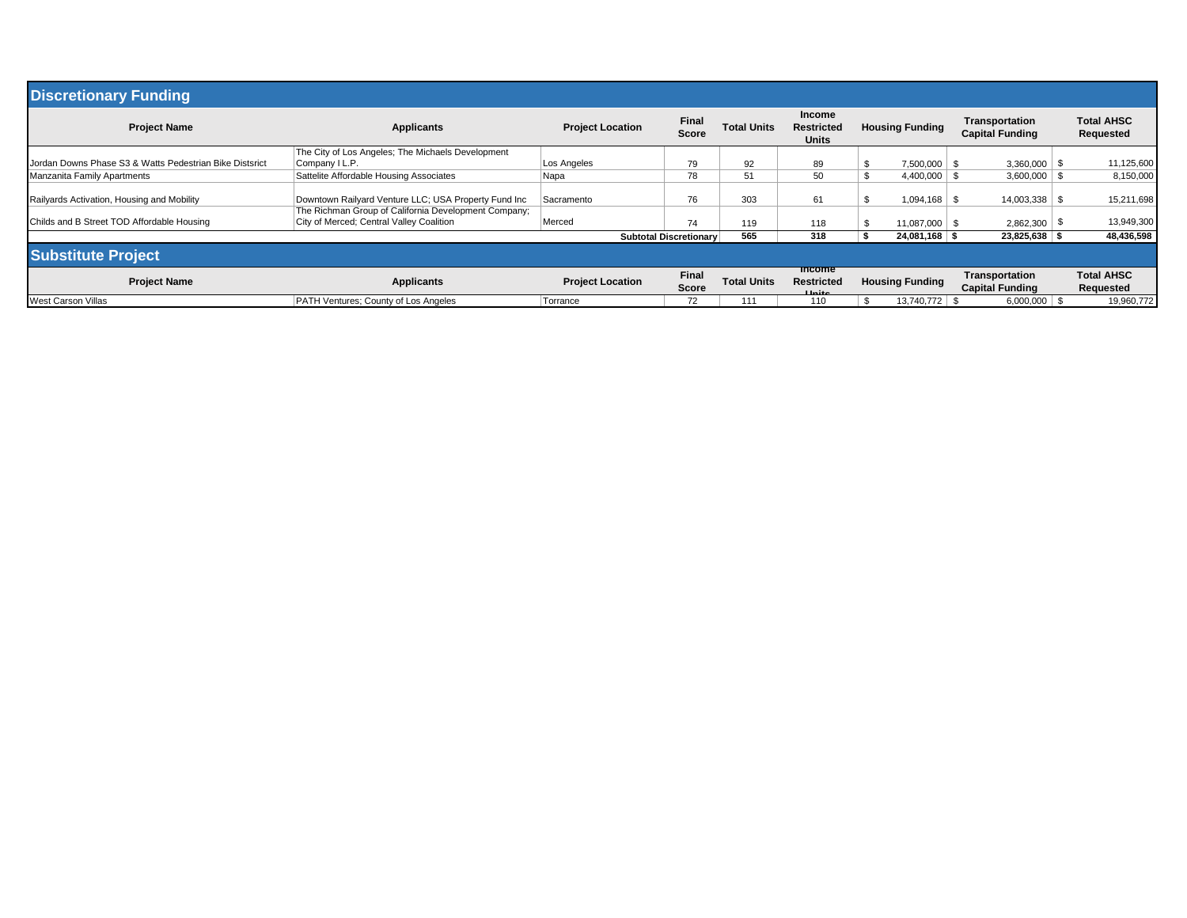## Discretionary Funding

| Project Name | Applicants | Project Location | Final Score | Total Units | Income Restricted Units | Housing Funding | Transportation Capital Funding | Total AHSC Requested |
|---|---|---|---|---|---|---|---|---|
| Jordan Downs Phase S3 & Watts Pedestrian Bike Distsrict | The City of Los Angeles; The Michaels Development Company I L.P. | Los Angeles | 79 | 92 | 89 | $ 7,500,000 | $ 3,360,000 | $ 11,125,600 |
| Manzanita Family Apartments | Sattelite Affordable Housing Associates | Napa | 78 | 51 | 50 | $ 4,400,000 | $ 3,600,000 | $ 8,150,000 |
| Railyards Activation, Housing and Mobility | Downtown Railyard Venture LLC; USA Property Fund Inc | Sacramento | 76 | 303 | 61 | $ 1,094,168 | $ 14,003,338 | $ 15,211,698 |
| Childs and B Street TOD Affordable Housing | The Richman Group of California Development Company; City of Merced; Central Valley Coalition | Merced | 74 | 119 | 118 | $ 11,087,000 | $ 2,862,300 | $ 13,949,300 |
| | | **Subtotal Discretionary** | | **565** | **318** | **$ 24,081,168** | **$ 23,825,638** | **$ 48,436,598** |

## Substitute Project

| Project Name | Applicants | Project Location | Final Score | Total Units | Income Restricted Units | Housing Funding | Transportation Capital Funding | Total AHSC Requested |
|---|---|---|---|---|---|---|---|---|
| West Carson Villas | PATH Ventures; County of Los Angeles | Torrance | 72 | 111 | 110 | $ 13,740,772 | $ 6,000,000 | $ 19,960,772 |